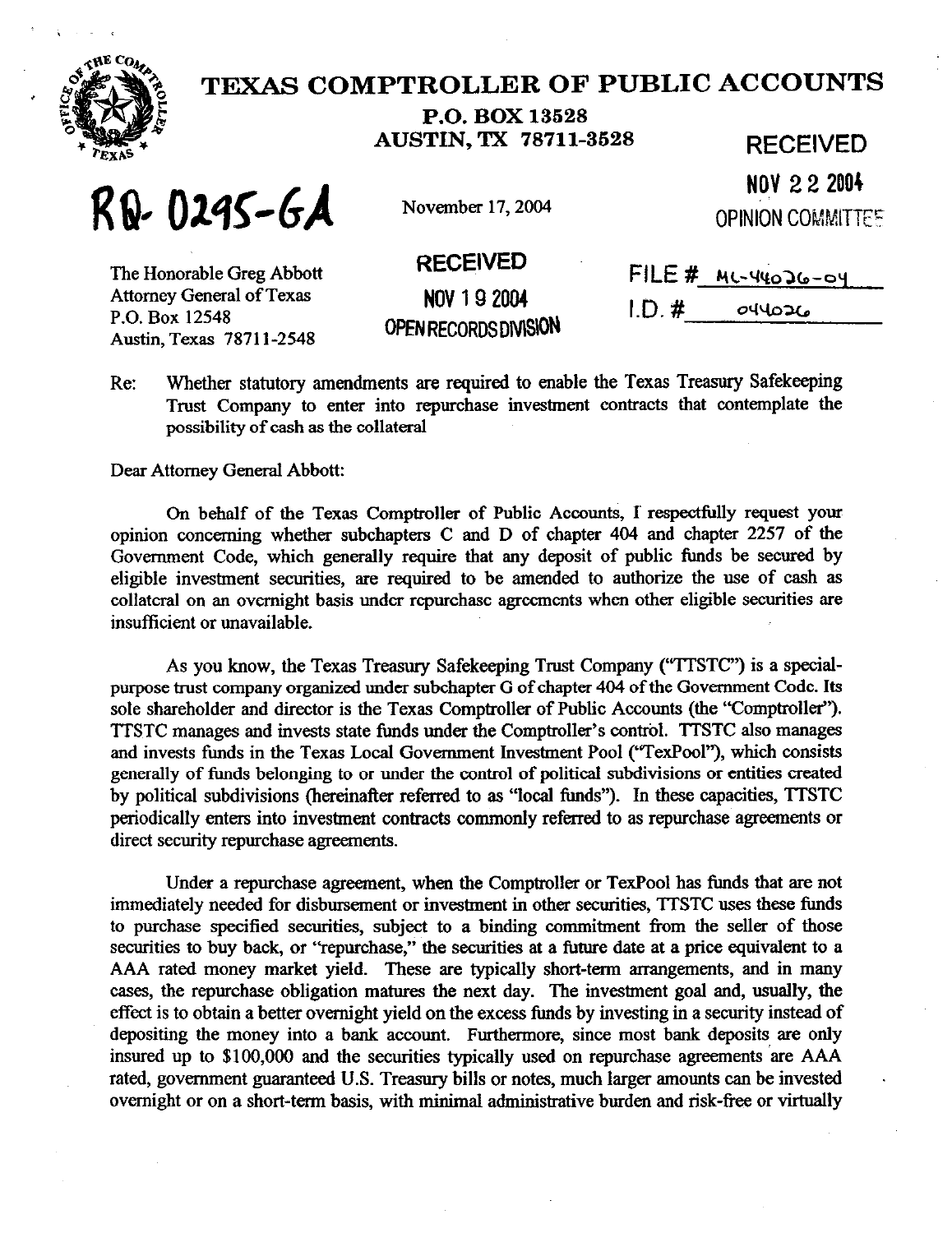# TEXAS COMPTROLLER OF PUBLIC ACCOUNTS

**P.O. BOX 13528**
**AUSTIN, TX 78711-3528**

**RECEIVED**
**NOV 22 2004**
**OPINION COMMITTEE**

**RQ-0295-GA**

November 17, 2004

**RECEIVED**
**NOV 19 2004**
**OPEN RECORDS DIVISION**

FILE # ML-44026-04
I.D. # 044026

The Honorable Greg Abbott
Attorney General of Texas
P.O. Box 12548
Austin, Texas 78711-2548

Re: Whether statutory amendments are required to enable the Texas Treasury Safekeeping Trust Company to enter into repurchase investment contracts that contemplate the possibility of cash as the collateral

Dear Attorney General Abbott:

On behalf of the Texas Comptroller of Public Accounts, I respectfully request your opinion concerning whether subchapters C and D of chapter 404 and chapter 2257 of the Government Code, which generally require that any deposit of public funds be secured by eligible investment securities, are required to be amended to authorize the use of cash as collateral on an overnight basis under repurchase agreements when other eligible securities are insufficient or unavailable.

As you know, the Texas Treasury Safekeeping Trust Company ("TTSTC") is a special-purpose trust company organized under subchapter G of chapter 404 of the Government Code. Its sole shareholder and director is the Texas Comptroller of Public Accounts (the "Comptroller"). TTSTC manages and invests state funds under the Comptroller's control. TTSTC also manages and invests funds in the Texas Local Government Investment Pool ("TexPool"), which consists generally of funds belonging to or under the control of political subdivisions or entities created by political subdivisions (hereinafter referred to as "local funds"). In these capacities, TTSTC periodically enters into investment contracts commonly referred to as repurchase agreements or direct security repurchase agreements.

Under a repurchase agreement, when the Comptroller or TexPool has funds that are not immediately needed for disbursement or investment in other securities, TTSTC uses these funds to purchase specified securities, subject to a binding commitment from the seller of those securities to buy back, or "repurchase," the securities at a future date at a price equivalent to a AAA rated money market yield. These are typically short-term arrangements, and in many cases, the repurchase obligation matures the next day. The investment goal and, usually, the effect is to obtain a better overnight yield on the excess funds by investing in a security instead of depositing the money into a bank account. Furthermore, since most bank deposits are only insured up to $100,000 and the securities typically used on repurchase agreements are AAA rated, government guaranteed U.S. Treasury bills or notes, much larger amounts can be invested overnight or on a short-term basis, with minimal administrative burden and risk-free or virtually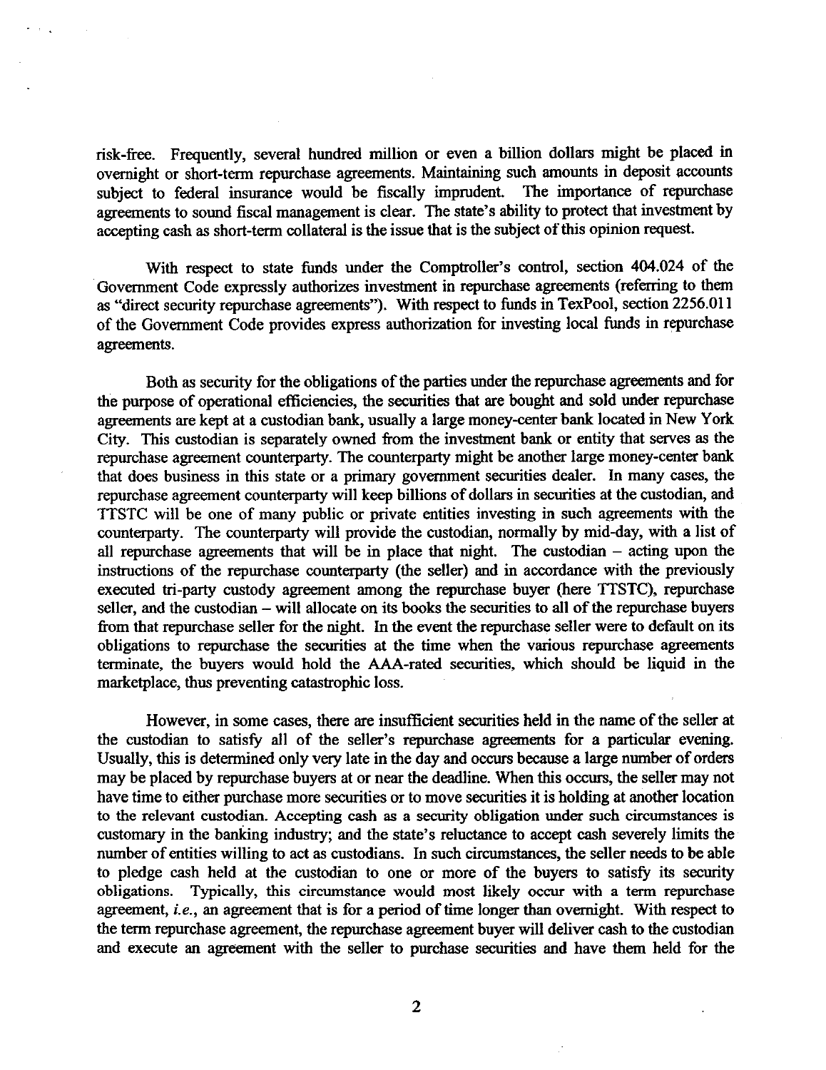risk-free. Frequently, several hundred million or even a billion dollars might be placed in overnight or short-term repurchase agreements. Maintaining such amounts in deposit accounts subject to federal insurance would be fiscally imprudent. The importance of repurchase agreements to sound fiscal management is clear. The state's ability to protect that investment by accepting cash as short-term collateral is the issue that is the subject of this opinion request.

With respect to state funds under the Comptroller's control, section 404.024 of the Government Code expressly authorizes investment in repurchase agreements (referring to them as "direct security repurchase agreements"). With respect to funds in TexPool, section 2256.011 of the Government Code provides express authorization for investing local funds in repurchase agreements.

Both as security for the obligations of the parties under the repurchase agreements and for the purpose of operational efficiencies, the securities that are bought and sold under repurchase agreements are kept at a custodian bank, usually a large money-center bank located in New York City. This custodian is separately owned from the investment bank or entity that serves as the repurchase agreement counterparty. The counterparty might be another large money-center bank that does business in this state or a primary government securities dealer. In many cases, the repurchase agreement counterparty will keep billions of dollars in securities at the custodian, and TTSTC will be one of many public or private entities investing in such agreements with the counterparty. The counterparty will provide the custodian, normally by mid-day, with a list of all repurchase agreements that will be in place that night. The custodian – acting upon the instructions of the repurchase counterparty (the seller) and in accordance with the previously executed tri-party custody agreement among the repurchase buyer (here TTSTC), repurchase seller, and the custodian – will allocate on its books the securities to all of the repurchase buyers from that repurchase seller for the night. In the event the repurchase seller were to default on its obligations to repurchase the securities at the time when the various repurchase agreements terminate, the buyers would hold the AAA-rated securities, which should be liquid in the marketplace, thus preventing catastrophic loss.

However, in some cases, there are insufficient securities held in the name of the seller at the custodian to satisfy all of the seller's repurchase agreements for a particular evening. Usually, this is determined only very late in the day and occurs because a large number of orders may be placed by repurchase buyers at or near the deadline. When this occurs, the seller may not have time to either purchase more securities or to move securities it is holding at another location to the relevant custodian. Accepting cash as a security obligation under such circumstances is customary in the banking industry; and the state's reluctance to accept cash severely limits the number of entities willing to act as custodians. In such circumstances, the seller needs to be able to pledge cash held at the custodian to one or more of the buyers to satisfy its security obligations. Typically, this circumstance would most likely occur with a term repurchase agreement, *i.e.*, an agreement that is for a period of time longer than overnight. With respect to the term repurchase agreement, the repurchase agreement buyer will deliver cash to the custodian and execute an agreement with the seller to purchase securities and have them held for the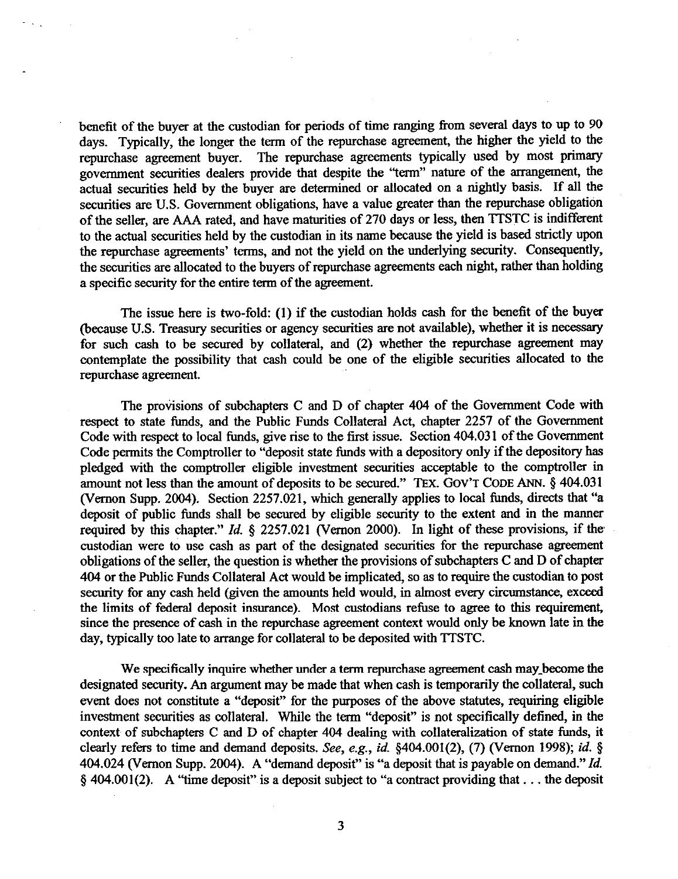benefit of the buyer at the custodian for periods of time ranging from several days to up to 90 days. Typically, the longer the term of the repurchase agreement, the higher the yield to the repurchase agreement buyer. The repurchase agreements typically used by most primary government securities dealers provide that despite the "term" nature of the arrangement, the actual securities held by the buyer are determined or allocated on a nightly basis. If all the securities are U.S. Government obligations, have a value greater than the repurchase obligation of the seller, are AAA rated, and have maturities of 270 days or less, then TTSTC is indifferent to the actual securities held by the custodian in its name because the yield is based strictly upon the repurchase agreements' terms, and not the yield on the underlying security. Consequently, the securities are allocated to the buyers of repurchase agreements each night, rather than holding a specific security for the entire term of the agreement.

The issue here is two-fold: (1) if the custodian holds cash for the benefit of the buyer (because U.S. Treasury securities or agency securities are not available), whether it is necessary for such cash to be secured by collateral, and (2) whether the repurchase agreement may contemplate the possibility that cash could be one of the eligible securities allocated to the repurchase agreement.

The provisions of subchapters C and D of chapter 404 of the Government Code with respect to state funds, and the Public Funds Collateral Act, chapter 2257 of the Government Code with respect to local funds, give rise to the first issue. Section 404.031 of the Government Code permits the Comptroller to "deposit state funds with a depository only if the depository has pledged with the comptroller eligible investment securities acceptable to the comptroller in amount not less than the amount of deposits to be secured." TEX. GOV'T CODE ANN. § 404.031 (Vernon Supp. 2004). Section 2257.021, which generally applies to local funds, directs that "a deposit of public funds shall be secured by eligible security to the extent and in the manner required by this chapter." *Id.* § 2257.021 (Vernon 2000). In light of these provisions, if the custodian were to use cash as part of the designated securities for the repurchase agreement obligations of the seller, the question is whether the provisions of subchapters C and D of chapter 404 or the Public Funds Collateral Act would be implicated, so as to require the custodian to post security for any cash held (given the amounts held would, in almost every circumstance, exceed the limits of federal deposit insurance). Most custodians refuse to agree to this requirement, since the presence of cash in the repurchase agreement context would only be known late in the day, typically too late to arrange for collateral to be deposited with TTSTC.

We specifically inquire whether under a term repurchase agreement cash may become the designated security. An argument may be made that when cash is temporarily the collateral, such event does not constitute a "deposit" for the purposes of the above statutes, requiring eligible investment securities as collateral. While the term "deposit" is not specifically defined, in the context of subchapters C and D of chapter 404 dealing with collateralization of state funds, it clearly refers to time and demand deposits. *See, e.g., id.* §404.001(2), (7) (Vernon 1998); *id.* § 404.024 (Vernon Supp. 2004). A "demand deposit" is "a deposit that is payable on demand." *Id.* § 404.001(2). A "time deposit" is a deposit subject to "a contract providing that . . . the deposit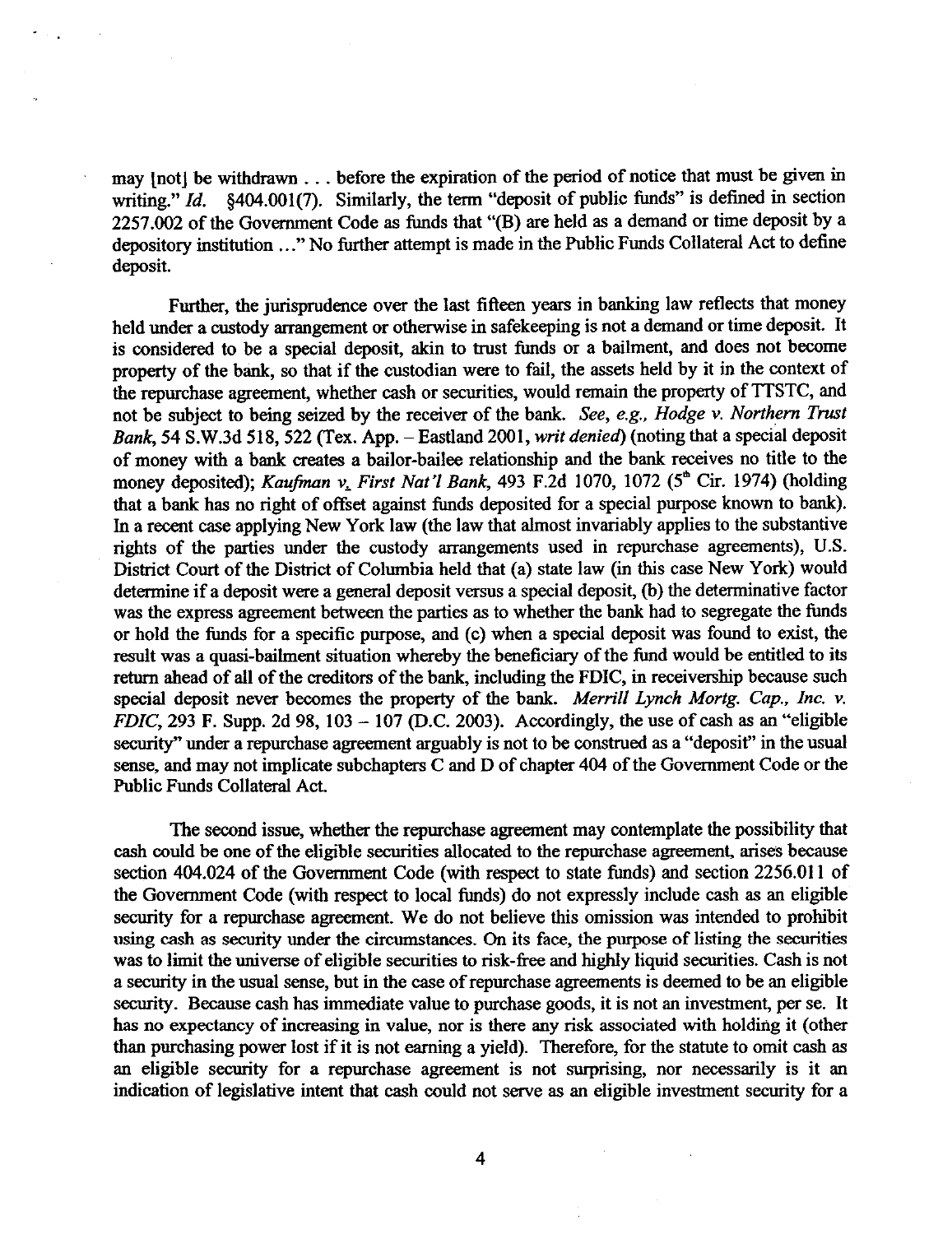may [not] be withdrawn . . . before the expiration of the period of notice that must be given in writing." *Id.* §404.001(7). Similarly, the term "deposit of public funds" is defined in section 2257.002 of the Government Code as funds that "(B) are held as a demand or time deposit by a depository institution . . ." No further attempt is made in the Public Funds Collateral Act to define deposit.

Further, the jurisprudence over the last fifteen years in banking law reflects that money held under a custody arrangement or otherwise in safekeeping is not a demand or time deposit. It is considered to be a special deposit, akin to trust funds or a bailment, and does not become property of the bank, so that if the custodian were to fail, the assets held by it in the context of the repurchase agreement, whether cash or securities, would remain the property of TTSTC, and not be subject to being seized by the receiver of the bank. *See, e.g., Hodge v. Northern Trust Bank*, 54 S.W.3d 518, 522 (Tex. App. – Eastland 2001, *writ denied*) (noting that a special deposit of money with a bank creates a bailor-bailee relationship and the bank receives no title to the money deposited); *Kaufman v. First Nat'l Bank*, 493 F.2d 1070, 1072 (5th Cir. 1974) (holding that a bank has no right of offset against funds deposited for a special purpose known to bank). In a recent case applying New York law (the law that almost invariably applies to the substantive rights of the parties under the custody arrangements used in repurchase agreements), U.S. District Court of the District of Columbia held that (a) state law (in this case New York) would determine if a deposit were a general deposit versus a special deposit, (b) the determinative factor was the express agreement between the parties as to whether the bank had to segregate the funds or hold the funds for a specific purpose, and (c) when a special deposit was found to exist, the result was a quasi-bailment situation whereby the beneficiary of the fund would be entitled to its return ahead of all of the creditors of the bank, including the FDIC, in receivership because such special deposit never becomes the property of the bank. *Merrill Lynch Mortg. Cap., Inc. v. FDIC*, 293 F. Supp. 2d 98, 103 – 107 (D.C. 2003). Accordingly, the use of cash as an "eligible security" under a repurchase agreement arguably is not to be construed as a "deposit" in the usual sense, and may not implicate subchapters C and D of chapter 404 of the Government Code or the Public Funds Collateral Act.

The second issue, whether the repurchase agreement may contemplate the possibility that cash could be one of the eligible securities allocated to the repurchase agreement, arises because section 404.024 of the Government Code (with respect to state funds) and section 2256.011 of the Government Code (with respect to local funds) do not expressly include cash as an eligible security for a repurchase agreement. We do not believe this omission was intended to prohibit using cash as security under the circumstances. On its face, the purpose of listing the securities was to limit the universe of eligible securities to risk-free and highly liquid securities. Cash is not a security in the usual sense, but in the case of repurchase agreements is deemed to be an eligible security. Because cash has immediate value to purchase goods, it is not an investment, per se. It has no expectancy of increasing in value, nor is there any risk associated with holding it (other than purchasing power lost if it is not earning a yield). Therefore, for the statute to omit cash as an eligible security for a repurchase agreement is not surprising, nor necessarily is it an indication of legislative intent that cash could not serve as an eligible investment security for a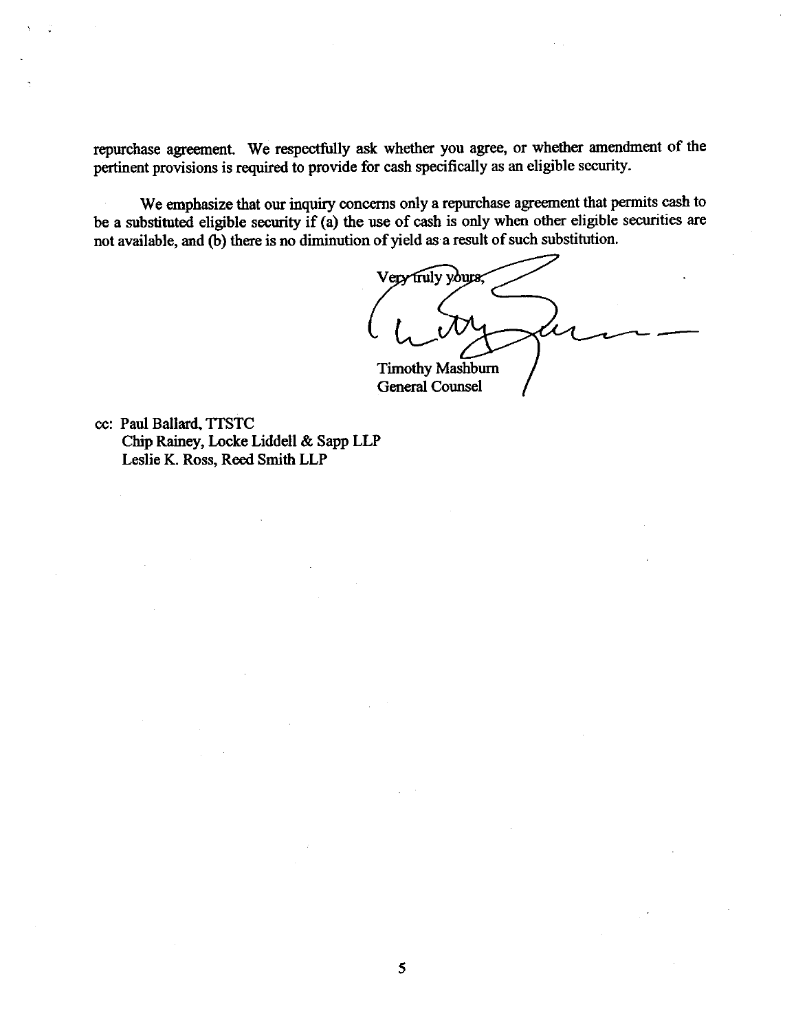repurchase agreement. We respectfully ask whether you agree, or whether amendment of the pertinent provisions is required to provide for cash specifically as an eligible security.

We emphasize that our inquiry concerns only a repurchase agreement that permits cash to be a substituted eligible security if (a) the use of cash is only when other eligible securities are not available, and (b) there is no diminution of yield as a result of such substitution.

Very truly yours,

Timothy Mashburn
General Counsel

cc: Paul Ballard, TTSTC
Chip Rainey, Locke Liddell & Sapp LLP
Leslie K. Ross, Reed Smith LLP